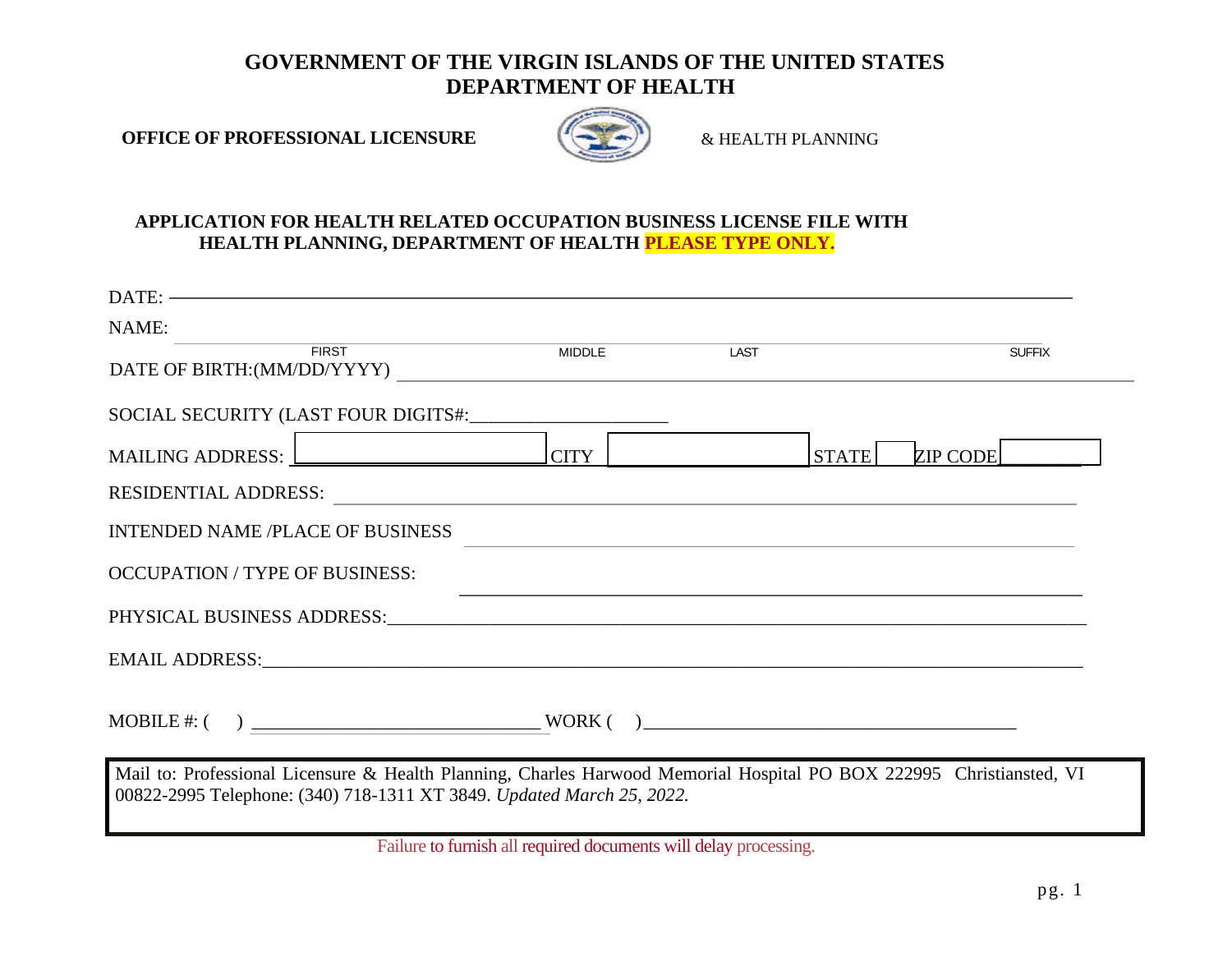# GOVERNMENT OF THE VIRGIN ISLANDS OF THE UNITED STATES
## DEPARTMENT OF HEALTH

**OFFICE OF PROFESSIONAL LICENSURE** & HEALTH PLANNING

**APPLICATION FOR HEALTH RELATED OCCUPATION BUSINESS LICENSE FILE WITH HEALTH PLANNING, DEPARTMENT OF HEALTH PLEASE TYPE ONLY.**

DATE: ______________________________

NAME: ______________________________
FIRST MIDDLE LAST SUFFIX

DATE OF BIRTH:(MM/DD/YYYY) ______________________________

SOCIAL SECURITY (LAST FOUR DIGITS#:______________________

MAILING ADDRESS: ____________ CITY ____________ STATE ____ ZIP CODE ________

RESIDENTIAL ADDRESS: ______________________________

INTENDED NAME /PLACE OF BUSINESS ______________________________

OCCUPATION / TYPE OF BUSINESS: ______________________________

PHYSICAL BUSINESS ADDRESS:______________________________

EMAIL ADDRESS:______________________________

MOBILE #: (     ) ______________________________ WORK (     )______________________________

Mail to: Professional Licensure & Health Planning, Charles Harwood Memorial Hospital PO BOX 222995 Christiansted, VI 00822-2995 Telephone: (340) 718-1311 XT 3849. *Updated March 25, 2022.*

Failure to furnish all required documents will delay processing.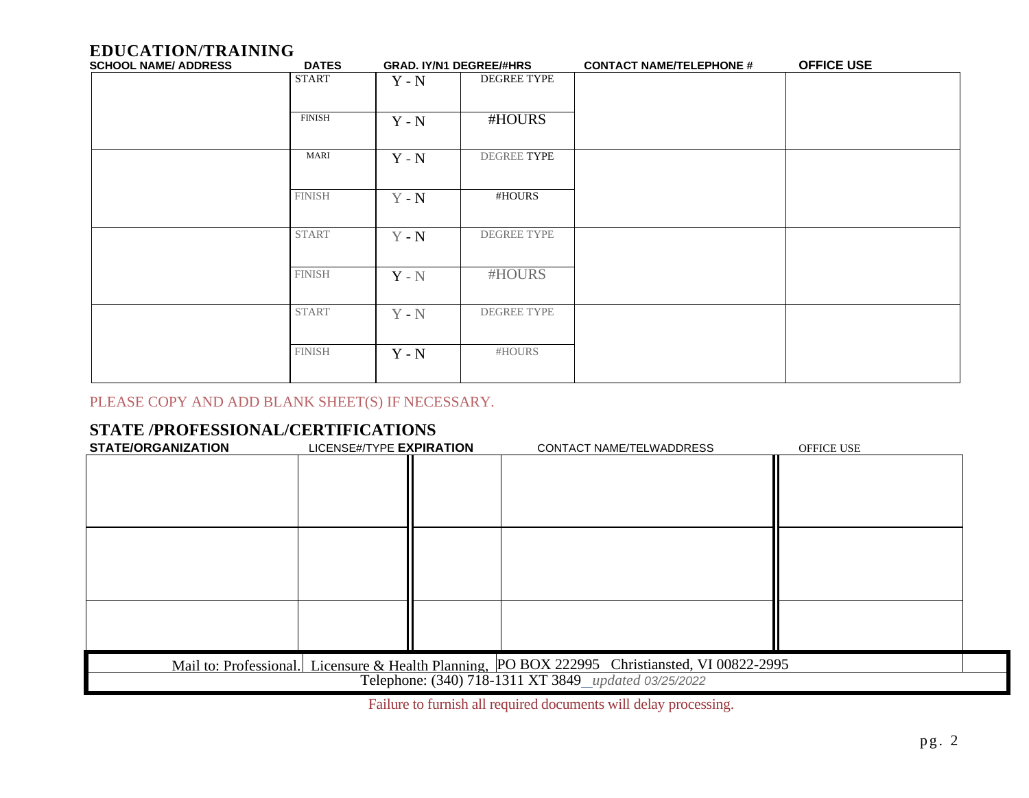## EDUCATION/TRAINING

| SCHOOL NAME/ ADDRESS | DATES | GRAD. IY/N1 | DEGREE/#HRS | CONTACT NAME/TELEPHONE # | OFFICE USE |
|---|---|---|---|---|---|
| | START | Y - N | DEGREE TYPE | | |
| | FINISH | Y - N | #HOURS | | |
| | MARI | Y - N | DEGREE TYPE | | |
| | FINISH | Y - N | #HOURS | | |
| | START | Y - N | DEGREE TYPE | | |
| | FINISH | Y - N | #HOURS | | |
| | START | Y - N | DEGREE TYPE | | |
| | FINISH | Y - N | #HOURS | | |

PLEASE COPY AND ADD BLANK SHEET(S) IF NECESSARY.

## STATE /PROFESSIONAL/CERTIFICATIONS

| STATE/ORGANIZATION | LICENSE#/TYPE | EXPIRATION | CONTACT NAME/TELWADDRESS | OFFICE USE |
|---|---|---|---|---|
| | | | | |
| | | | | |
| | | | | |

Mail to: Professional. Licensure & Health Planning, PO BOX 222995 Christiansted, VI 00822-2995
Telephone: (340) 718-1311 XT 3849 *updated 03/25/2022*

Failure to furnish all required documents will delay processing.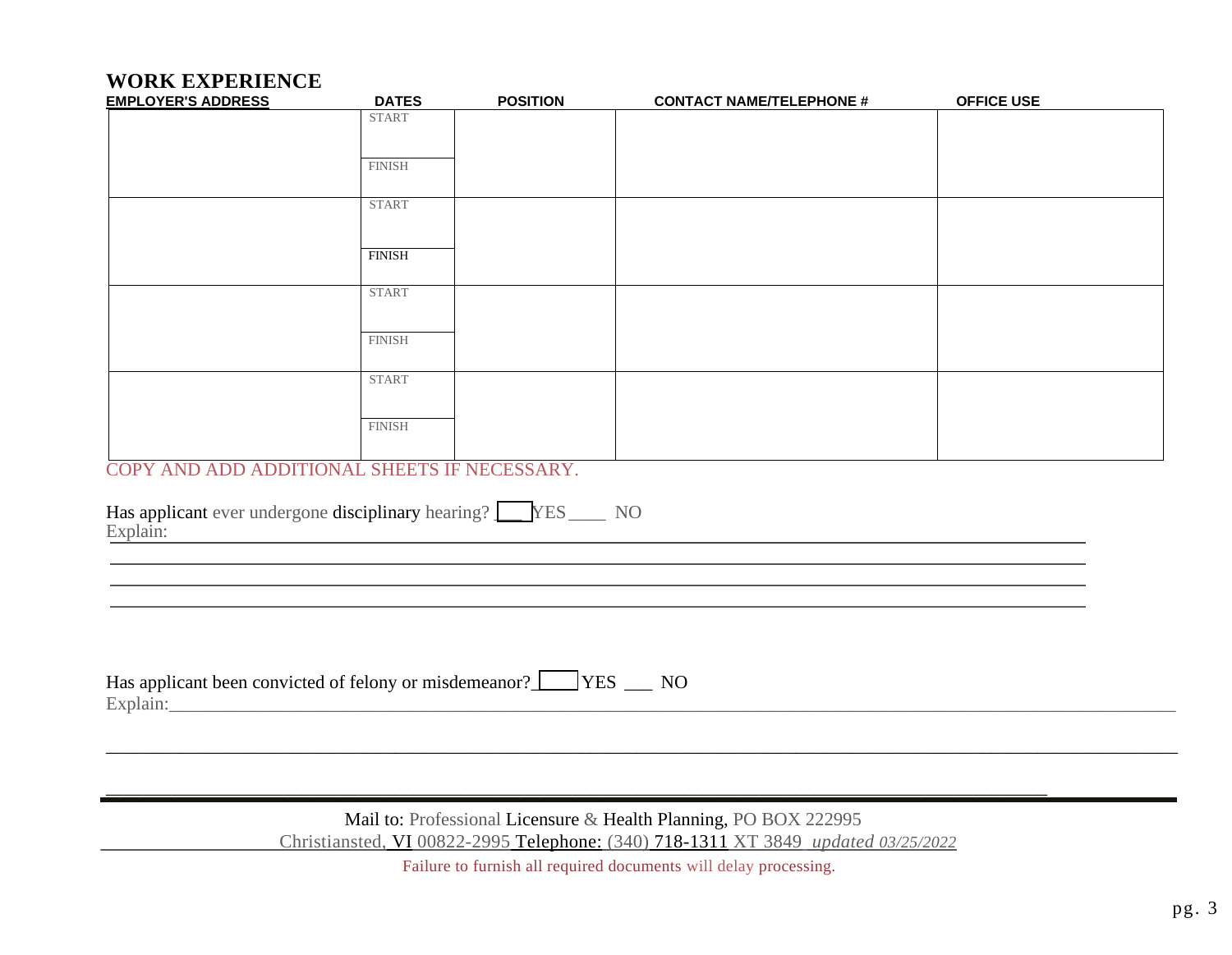## WORK EXPERIENCE

| EMPLOYER'S ADDRESS | DATES | POSITION | CONTACT NAME/TELEPHONE # | OFFICE USE |
|---|---|---|---|---|
| | START | | | |
| | FINISH | | | |
| | START | | | |
| | FINISH | | | |
| | START | | | |
| | FINISH | | | |
| | START | | | |
| | FINISH | | | |

COPY AND ADD ADDITIONAL SHEETS IF NECESSARY.

Has applicant ever undergone disciplinary hearing? ___ YES ____ NO

Explain: ______________________________________________________________________

______________________________________________________________________

______________________________________________________________________

______________________________________________________________________

Has applicant been convicted of felony or misdemeanor? ___ YES ___ NO

Explain: ______________________________________________________________________

______________________________________________________________________

______________________________________________________________________

Mail to: Professional Licensure & Health Planning, PO BOX 222995
Christiansted, VI 00822-2995 Telephone: (340) 718-1311 XT 3849 *updated 03/25/2022*

Failure to furnish all required documents will delay processing.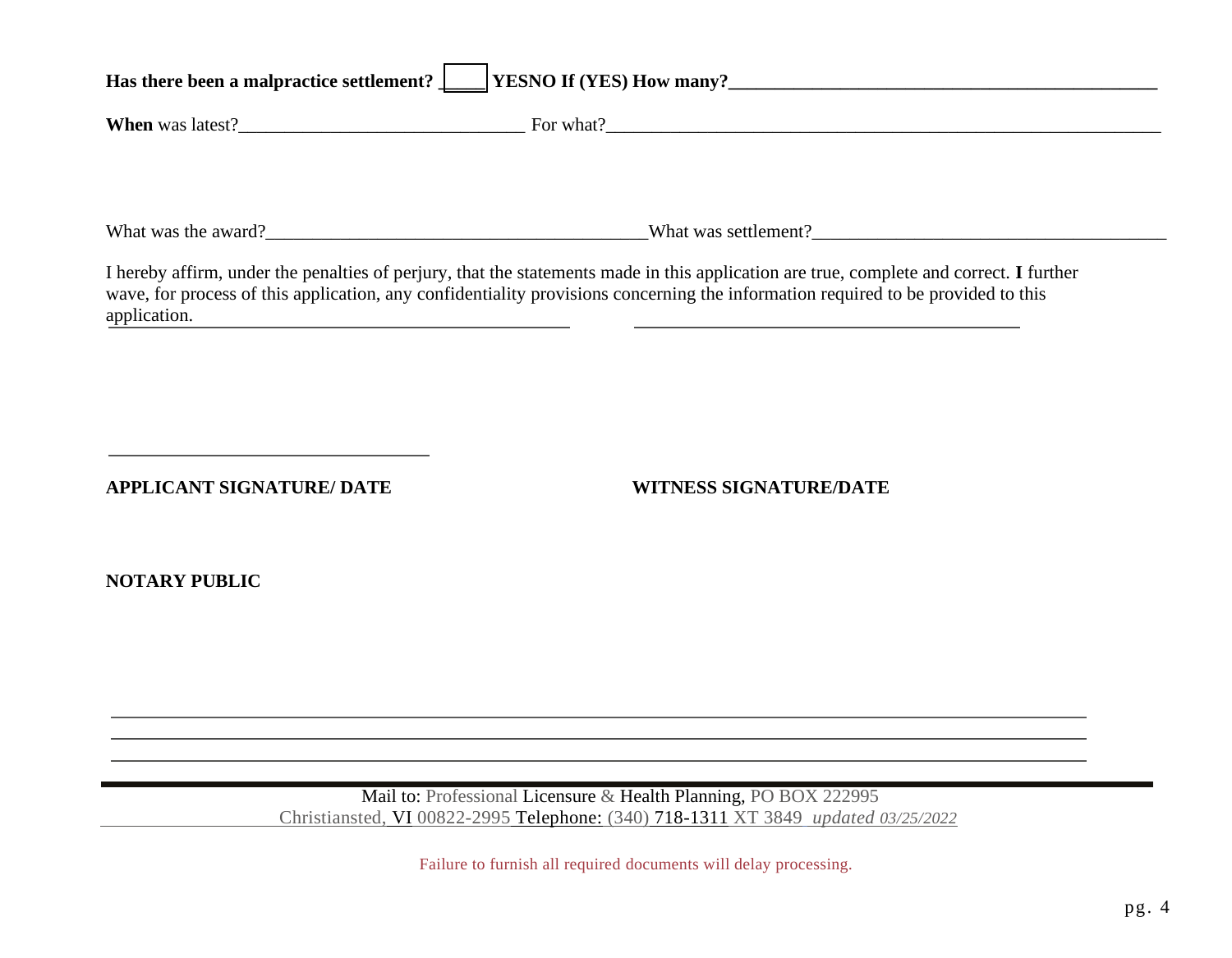**Has there been a malpractice settlement?** ____ **YESNO If (YES) How many?**_______________________________________________

**When** was latest?_______________________________ For what?_______________________________________________________________

What was the award?_________________________________________What was settlement?_______________________________________

I hereby affirm, under the penalties of perjury, that the statements made in this application are true, complete and correct. **I** further wave, for process of this application, any confidentiality provisions concerning the information required to be provided to this application.

___________________________________ ___________________________________

___________________________________

**APPLICANT SIGNATURE/ DATE** **WITNESS SIGNATURE/DATE**

**NOTARY PUBLIC**

_______________________________________________________________________________

_______________________________________________________________________________

_______________________________________________________________________________

Mail to: Professional Licensure & Health Planning, PO BOX 222995
Christiansted, VI 00822-2995 Telephone: (340) 718-1311 XT 3849 *updated 03/25/2022*

Failure to furnish all required documents will delay processing.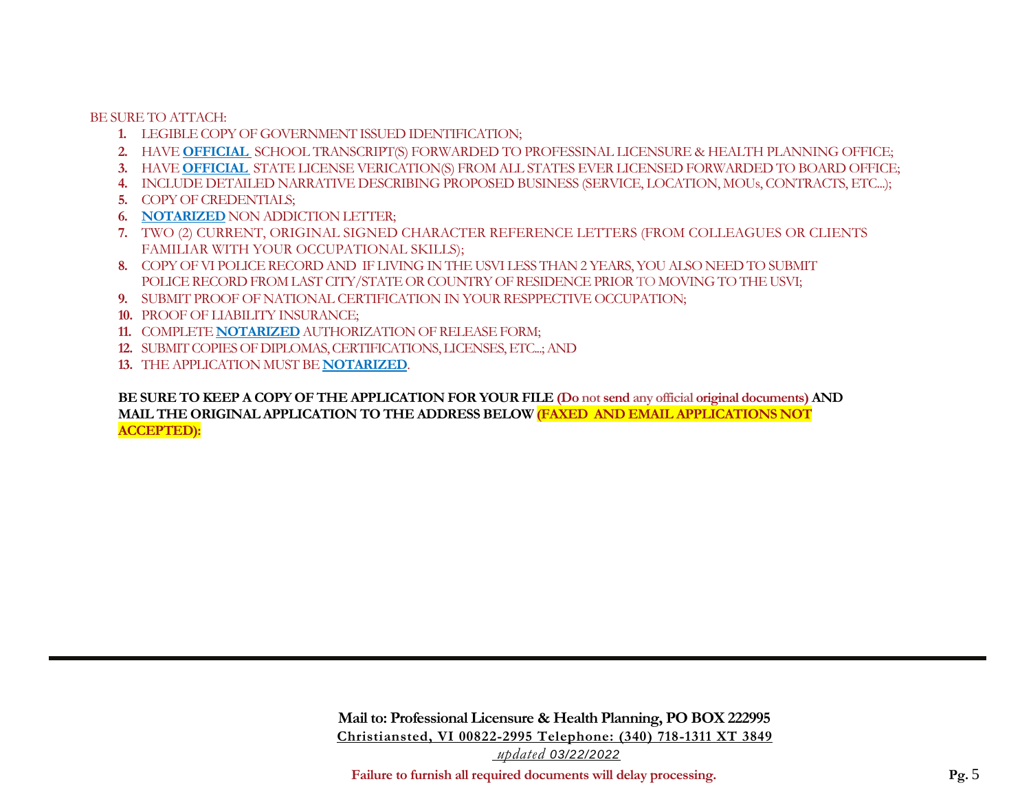BE SURE TO ATTACH:

1. LEGIBLE COPY OF GOVERNMENT ISSUED IDENTIFICATION;
2. HAVE **OFFICIAL** SCHOOL TRANSCRIPT(S) FORWARDED TO PROFESSINAL LICENSURE & HEALTH PLANNING OFFICE;
3. HAVE **OFFICIAL** STATE LICENSE VERICATION(S) FROM ALL STATES EVER LICENSED FORWARDED TO BOARD OFFICE;
4. INCLUDE DETAILED NARRATIVE DESCRIBING PROPOSED BUSINESS (SERVICE, LOCATION, MOUs, CONTRACTS, ETC...);
5. COPY OF CREDENTIALS;
6. **NOTARIZED** NON ADDICTION LETTER;
7. TWO (2) CURRENT, ORIGINAL SIGNED CHARACTER REFERENCE LETTERS (FROM COLLEAGUES OR CLIENTS FAMILIAR WITH YOUR OCCUPATIONAL SKILLS);
8. COPY OF VI POLICE RECORD AND IF LIVING IN THE USVI LESS THAN 2 YEARS, YOU ALSO NEED TO SUBMIT POLICE RECORD FROM LAST CITY/STATE OR COUNTRY OF RESIDENCE PRIOR TO MOVING TO THE USVI;
9. SUBMIT PROOF OF NATIONAL CERTIFICATION IN YOUR RESPPECTIVE OCCUPATION;
10. PROOF OF LIABILITY INSURANCE;
11. COMPLETE **NOTARIZED** AUTHORIZATION OF RELEASE FORM;
12. SUBMIT COPIES OF DIPLOMAS, CERTIFICATIONS, LICENSES, ETC...; AND
13. THE APPLICATION MUST BE **NOTARIZED**.

**BE SURE TO KEEP A COPY OF THE APPLICATION FOR YOUR FILE (Do not send any official original documents) AND MAIL THE ORIGINAL APPLICATION TO THE ADDRESS BELOW (FAXED AND EMAIL APPLICATIONS NOT ACCEPTED):**

**Mail to: Professional Licensure & Health Planning, PO BOX 222995**
**Christiansted, VI 00822-2995 Telephone: (340) 718-1311 XT 3849**
*updated 03/22/2022*

**Failure to furnish all required documents will delay processing.**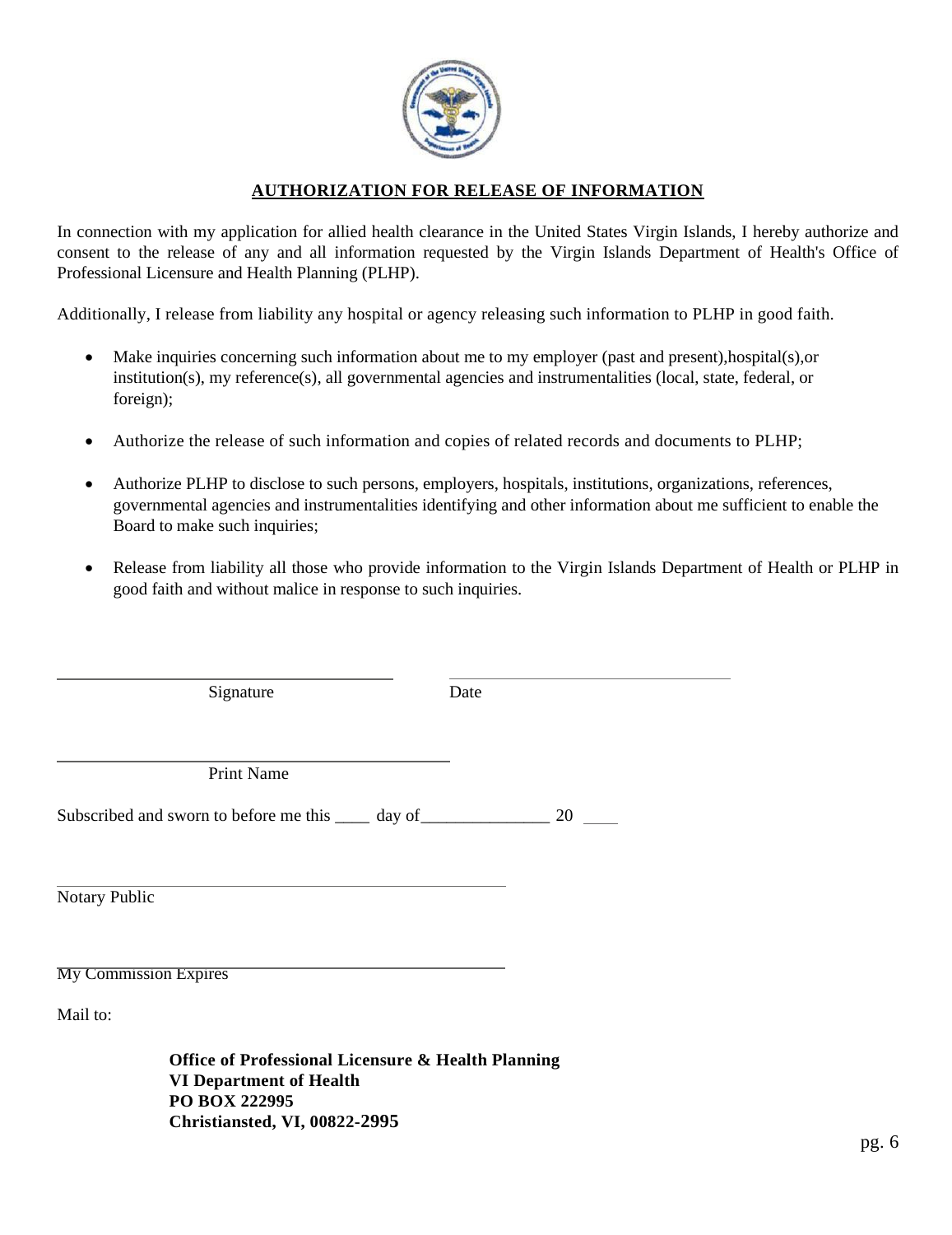## AUTHORIZATION FOR RELEASE OF INFORMATION

In connection with my application for allied health clearance in the United States Virgin Islands, I hereby authorize and consent to the release of any and all information requested by the Virgin Islands Department of Health's Office of Professional Licensure and Health Planning (PLHP).

Additionally, I release from liability any hospital or agency releasing such information to PLHP in good faith.

- Make inquiries concerning such information about me to my employer (past and present),hospital(s),or institution(s), my reference(s), all governmental agencies and instrumentalities (local, state, federal, or foreign);
- Authorize the release of such information and copies of related records and documents to PLHP;
- Authorize PLHP to disclose to such persons, employers, hospitals, institutions, organizations, references, governmental agencies and instrumentalities identifying and other information about me sufficient to enable the Board to make such inquiries;
- Release from liability all those who provide information to the Virgin Islands Department of Health or PLHP in good faith and without malice in response to such inquiries.

\_\_\_\_\_\_\_\_\_\_\_\_\_\_\_\_\_\_\_\_\_\_\_\_\_\_\_\_\_\_\_\_\_\_\_\_ \_\_\_\_\_\_\_\_\_\_\_\_\_\_\_\_\_\_\_\_\_\_\_\_\_\_\_\_\_\_
Signature Date

\_\_\_\_\_\_\_\_\_\_\_\_\_\_\_\_\_\_\_\_\_\_\_\_\_\_\_\_\_\_\_\_\_\_\_\_\_\_\_\_\_\_
Print Name

Subscribed and sworn to before me this \_\_\_\_ day of\_\_\_\_\_\_\_\_\_\_\_\_\_\_\_ 20 \_\_\_\_

\_\_\_\_\_\_\_\_\_\_\_\_\_\_\_\_\_\_\_\_\_\_\_\_\_\_\_\_\_\_\_\_\_\_\_\_\_\_\_\_\_\_\_\_\_\_
Notary Public

\_\_\_\_\_\_\_\_\_\_\_\_\_\_\_\_\_\_\_\_\_\_\_\_\_\_\_\_\_\_\_\_\_\_\_\_\_\_\_\_\_\_\_\_\_\_
My Commission Expires

Mail to:

**Office of Professional Licensure & Health Planning**
**VI Department of Health**
**PO BOX 222995**
**Christiansted, VI, 00822-2995**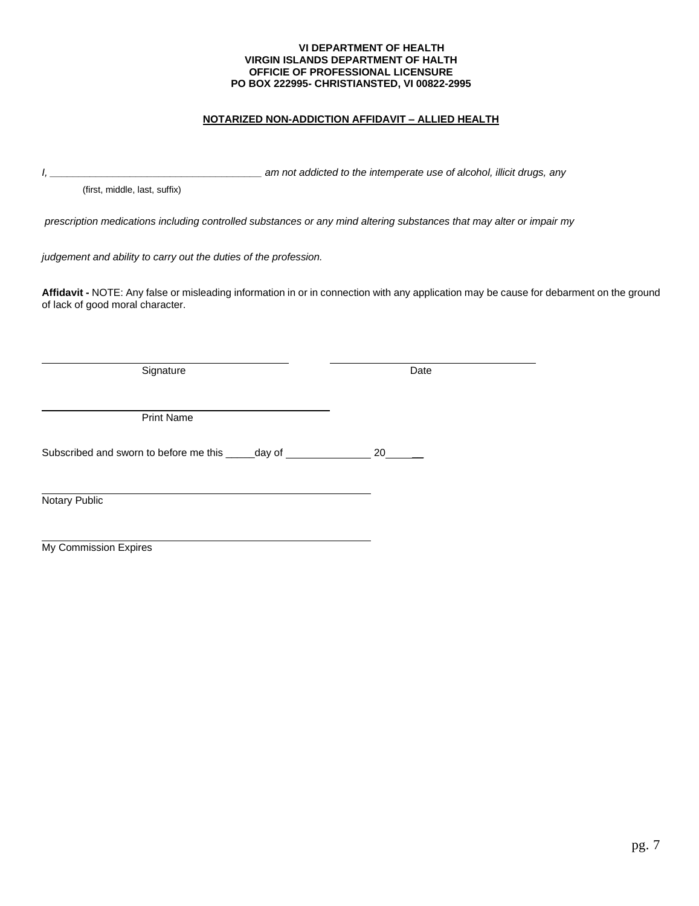**VI DEPARTMENT OF HEALTH**
**VIRGIN ISLANDS DEPARTMENT OF HALTH**
**OFFICIE OF PROFESSIONAL LICENSURE**
**PO BOX 222995- CHRISTIANSTED, VI 00822-2995**

**NOTARIZED NON-ADDICTION AFFIDAVIT – ALLIED HEALTH**

*I, ____________________________________ am not addicted to the intemperate use of alcohol, illicit drugs, any*

(first, middle, last, suffix)

*prescription medications including controlled substances or any mind altering substances that may alter or impair my*

*judgement and ability to carry out the duties of the profession.*

**Affidavit -** NOTE: Any false or misleading information in or in connection with any application may be cause for debarment on the ground of lack of good moral character.

______________________________ ______________________________

Signature Date

______________________________

Print Name

Subscribed and sworn to before me this _____day of _______________ 20_______

______________________________

Notary Public

______________________________

My Commission Expires